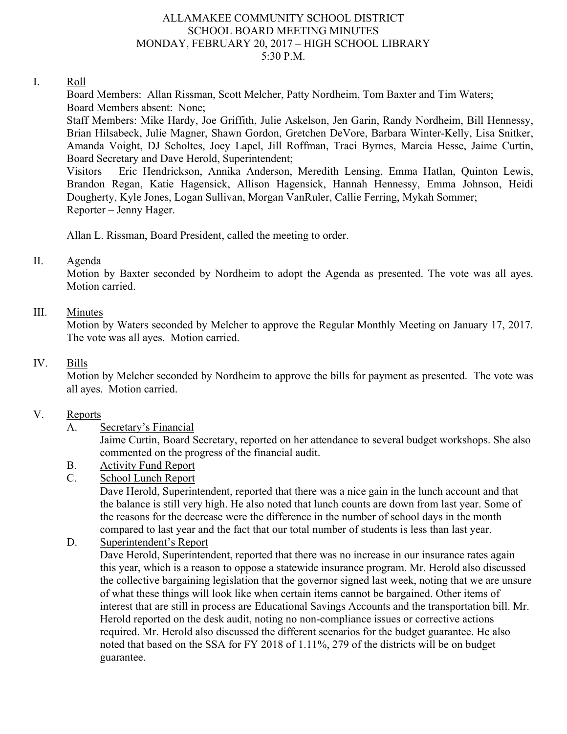# ALLAMAKEE COMMUNITY SCHOOL DISTRICT
## SCHOOL BOARD MEETING MINUTES
### MONDAY, FEBRUARY 20, 2017 – HIGH SCHOOL LIBRARY
### 5:30 P.M.

I. Roll

Board Members: Allan Rissman, Scott Melcher, Patty Nordheim, Tom Baxter and Tim Waters;
Board Members absent: None;
Staff Members: Mike Hardy, Joe Griffith, Julie Askelson, Jen Garin, Randy Nordheim, Bill Hennessy, Brian Hilsabeck, Julie Magner, Shawn Gordon, Gretchen DeVore, Barbara Winter-Kelly, Lisa Snitker, Amanda Voight, DJ Scholtes, Joey Lapel, Jill Roffman, Traci Byrnes, Marcia Hesse, Jaime Curtin, Board Secretary and Dave Herold, Superintendent;
Visitors – Eric Hendrickson, Annika Anderson, Meredith Lensing, Emma Hatlan, Quinton Lewis, Brandon Regan, Katie Hagensick, Allison Hagensick, Hannah Hennessy, Emma Johnson, Heidi Dougherty, Kyle Jones, Logan Sullivan, Morgan VanRuler, Callie Ferring, Mykah Sommer;
Reporter – Jenny Hager.

Allan L. Rissman, Board President, called the meeting to order.

II. Agenda

Motion by Baxter seconded by Nordheim to adopt the Agenda as presented. The vote was all ayes. Motion carried.

III. Minutes

Motion by Waters seconded by Melcher to approve the Regular Monthly Meeting on January 17, 2017. The vote was all ayes. Motion carried.

IV. Bills

Motion by Melcher seconded by Nordheim to approve the bills for payment as presented. The vote was all ayes. Motion carried.

V. Reports

A. Secretary's Financial

Jaime Curtin, Board Secretary, reported on her attendance to several budget workshops. She also commented on the progress of the financial audit.

B. Activity Fund Report

C. School Lunch Report

Dave Herold, Superintendent, reported that there was a nice gain in the lunch account and that the balance is still very high. He also noted that lunch counts are down from last year. Some of the reasons for the decrease were the difference in the number of school days in the month compared to last year and the fact that our total number of students is less than last year.

D. Superintendent's Report

Dave Herold, Superintendent, reported that there was no increase in our insurance rates again this year, which is a reason to oppose a statewide insurance program. Mr. Herold also discussed the collective bargaining legislation that the governor signed last week, noting that we are unsure of what these things will look like when certain items cannot be bargained. Other items of interest that are still in process are Educational Savings Accounts and the transportation bill. Mr. Herold reported on the desk audit, noting no non-compliance issues or corrective actions required. Mr. Herold also discussed the different scenarios for the budget guarantee. He also noted that based on the SSA for FY 2018 of 1.11%, 279 of the districts will be on budget guarantee.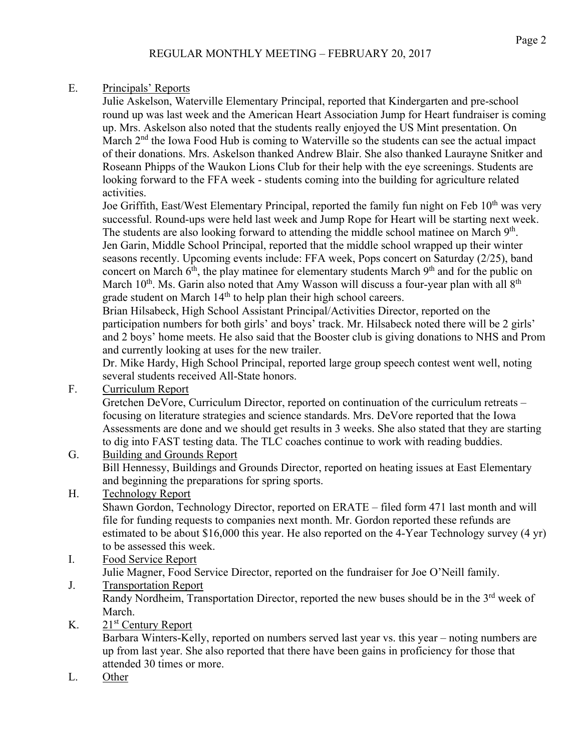REGULAR MONTHLY MEETING – FEBRUARY 20, 2017

E. Principals' Reports

Julie Askelson, Waterville Elementary Principal, reported that Kindergarten and pre-school round up was last week and the American Heart Association Jump for Heart fundraiser is coming up. Mrs. Askelson also noted that the students really enjoyed the US Mint presentation. On March 2nd the Iowa Food Hub is coming to Waterville so the students can see the actual impact of their donations. Mrs. Askelson thanked Andrew Blair. She also thanked Laurayne Snitker and Roseann Phipps of the Waukon Lions Club for their help with the eye screenings. Students are looking forward to the FFA week - students coming into the building for agriculture related activities.

Joe Griffith, East/West Elementary Principal, reported the family fun night on Feb 10th was very successful. Round-ups were held last week and Jump Rope for Heart will be starting next week. The students are also looking forward to attending the middle school matinee on March 9th.

Jen Garin, Middle School Principal, reported that the middle school wrapped up their winter seasons recently. Upcoming events include: FFA week, Pops concert on Saturday (2/25), band concert on March 6th, the play matinee for elementary students March 9th and for the public on March 10th. Ms. Garin also noted that Amy Wasson will discuss a four-year plan with all 8th grade student on March 14th to help plan their high school careers.

Brian Hilsabeck, High School Assistant Principal/Activities Director, reported on the participation numbers for both girls' and boys' track. Mr. Hilsabeck noted there will be 2 girls' and 2 boys' home meets. He also said that the Booster club is giving donations to NHS and Prom and currently looking at uses for the new trailer.

Dr. Mike Hardy, High School Principal, reported large group speech contest went well, noting several students received All-State honors.

F. Curriculum Report

Gretchen DeVore, Curriculum Director, reported on continuation of the curriculum retreats – focusing on literature strategies and science standards. Mrs. DeVore reported that the Iowa Assessments are done and we should get results in 3 weeks. She also stated that they are starting to dig into FAST testing data. The TLC coaches continue to work with reading buddies.

G. Building and Grounds Report

Bill Hennessy, Buildings and Grounds Director, reported on heating issues at East Elementary and beginning the preparations for spring sports.

H. Technology Report

Shawn Gordon, Technology Director, reported on ERATE – filed form 471 last month and will file for funding requests to companies next month. Mr. Gordon reported these refunds are estimated to be about $16,000 this year. He also reported on the 4-Year Technology survey (4 yr) to be assessed this week.

I. Food Service Report

Julie Magner, Food Service Director, reported on the fundraiser for Joe O'Neill family.

J. Transportation Report

Randy Nordheim, Transportation Director, reported the new buses should be in the 3rd week of March.

K. 21st Century Report

Barbara Winters-Kelly, reported on numbers served last year vs. this year – noting numbers are up from last year. She also reported that there have been gains in proficiency for those that attended 30 times or more.

L. Other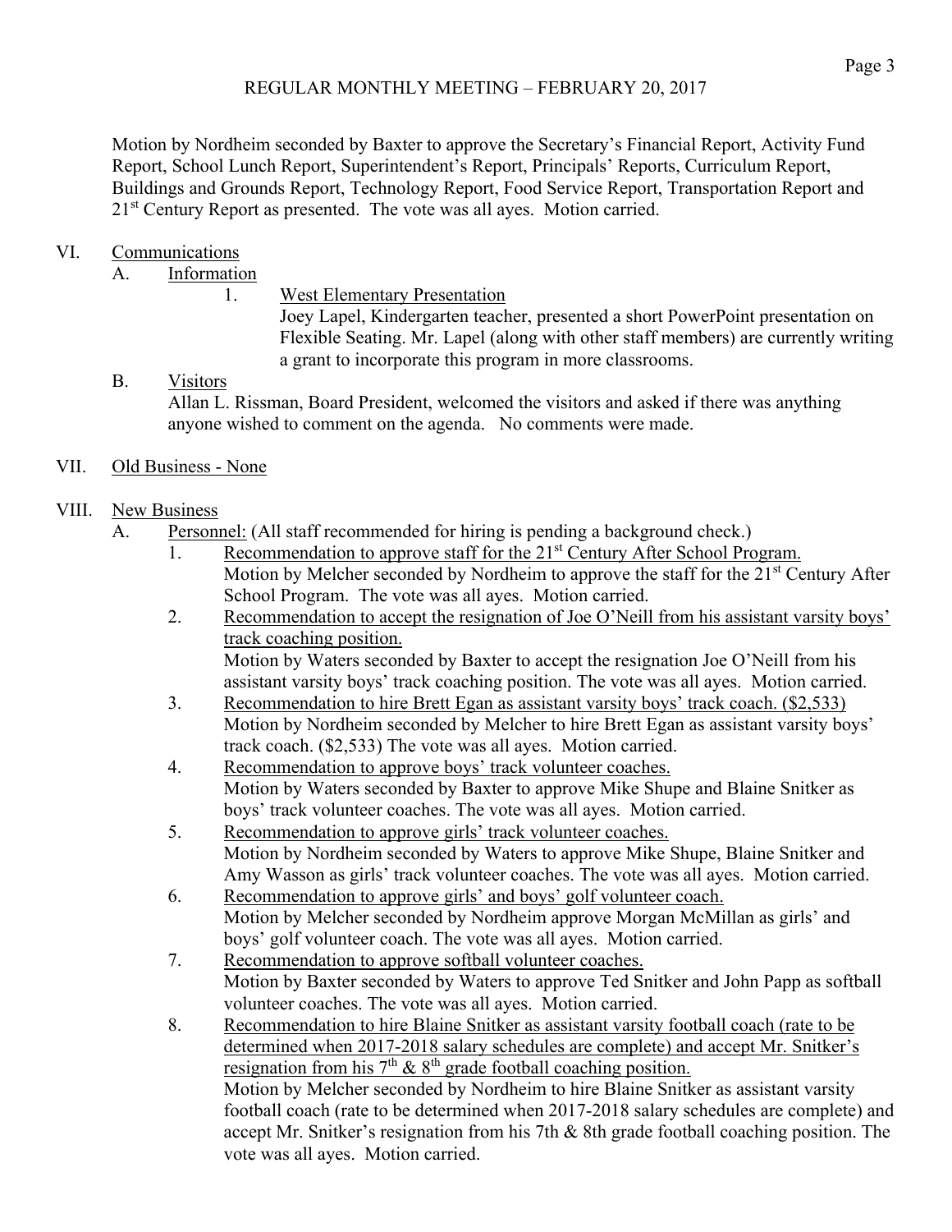REGULAR MONTHLY MEETING – FEBRUARY 20, 2017

Motion by Nordheim seconded by Baxter to approve the Secretary's Financial Report, Activity Fund Report, School Lunch Report, Superintendent's Report, Principals' Reports, Curriculum Report, Buildings and Grounds Report, Technology Report, Food Service Report, Transportation Report and 21st Century Report as presented. The vote was all ayes. Motion carried.

VI. Communications

A. Information

1. West Elementary Presentation

Joey Lapel, Kindergarten teacher, presented a short PowerPoint presentation on Flexible Seating. Mr. Lapel (along with other staff members) are currently writing a grant to incorporate this program in more classrooms.

B. Visitors

Allan L. Rissman, Board President, welcomed the visitors and asked if there was anything anyone wished to comment on the agenda. No comments were made.

VII. Old Business - None

VIII. New Business

A. Personnel: (All staff recommended for hiring is pending a background check.)

1. Recommendation to approve staff for the 21st Century After School Program.
Motion by Melcher seconded by Nordheim to approve the staff for the 21st Century After School Program. The vote was all ayes. Motion carried.

2. Recommendation to accept the resignation of Joe O'Neill from his assistant varsity boys' track coaching position.
Motion by Waters seconded by Baxter to accept the resignation Joe O'Neill from his assistant varsity boys' track coaching position. The vote was all ayes. Motion carried.

3. Recommendation to hire Brett Egan as assistant varsity boys' track coach. ($2,533)
Motion by Nordheim seconded by Melcher to hire Brett Egan as assistant varsity boys' track coach. ($2,533) The vote was all ayes. Motion carried.

4. Recommendation to approve boys' track volunteer coaches.
Motion by Waters seconded by Baxter to approve Mike Shupe and Blaine Snitker as boys' track volunteer coaches. The vote was all ayes. Motion carried.

5. Recommendation to approve girls' track volunteer coaches.
Motion by Nordheim seconded by Waters to approve Mike Shupe, Blaine Snitker and Amy Wasson as girls' track volunteer coaches. The vote was all ayes. Motion carried.

6. Recommendation to approve girls' and boys' golf volunteer coach.
Motion by Melcher seconded by Nordheim approve Morgan McMillan as girls' and boys' golf volunteer coach. The vote was all ayes. Motion carried.

7. Recommendation to approve softball volunteer coaches.
Motion by Baxter seconded by Waters to approve Ted Snitker and John Papp as softball volunteer coaches. The vote was all ayes. Motion carried.

8. Recommendation to hire Blaine Snitker as assistant varsity football coach (rate to be determined when 2017-2018 salary schedules are complete) and accept Mr. Snitker's resignation from his 7th & 8th grade football coaching position.
Motion by Melcher seconded by Nordheim to hire Blaine Snitker as assistant varsity football coach (rate to be determined when 2017-2018 salary schedules are complete) and accept Mr. Snitker's resignation from his 7th & 8th grade football coaching position. The vote was all ayes. Motion carried.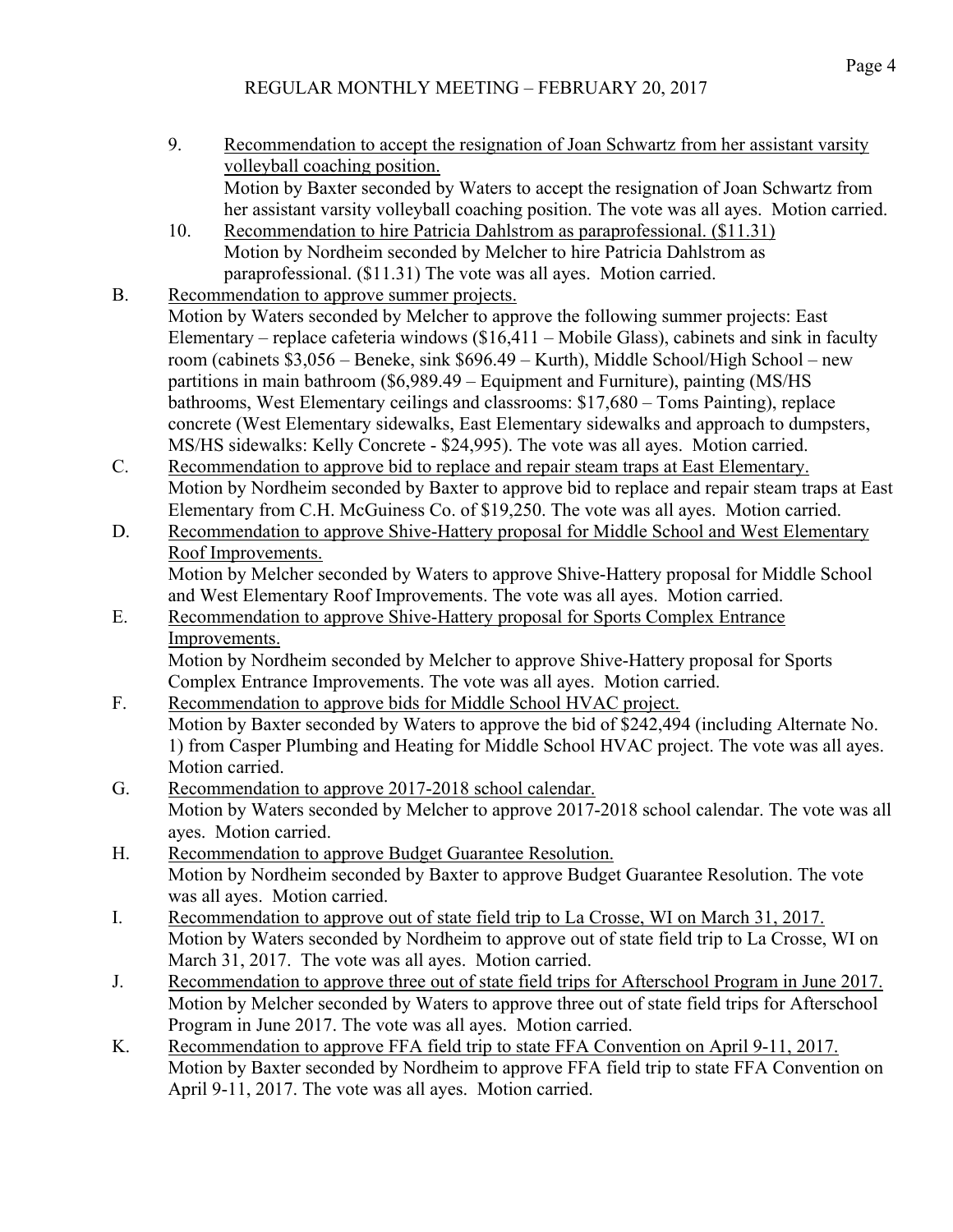## REGULAR MONTHLY MEETING – FEBRUARY 20, 2017

9. Recommendation to accept the resignation of Joan Schwartz from her assistant varsity volleyball coaching position.
   Motion by Baxter seconded by Waters to accept the resignation of Joan Schwartz from her assistant varsity volleyball coaching position. The vote was all ayes. Motion carried.
10. Recommendation to hire Patricia Dahlstrom as paraprofessional. ($11.31)
   Motion by Nordheim seconded by Melcher to hire Patricia Dahlstrom as paraprofessional. ($11.31) The vote was all ayes. Motion carried.

B. Recommendation to approve summer projects.
   Motion by Waters seconded by Melcher to approve the following summer projects: East Elementary – replace cafeteria windows ($16,411 – Mobile Glass), cabinets and sink in faculty room (cabinets $3,056 – Beneke, sink $696.49 – Kurth), Middle School/High School – new partitions in main bathroom ($6,989.49 – Equipment and Furniture), painting (MS/HS bathrooms, West Elementary ceilings and classrooms: $17,680 – Toms Painting), replace concrete (West Elementary sidewalks, East Elementary sidewalks and approach to dumpsters, MS/HS sidewalks: Kelly Concrete - $24,995). The vote was all ayes. Motion carried.

C. Recommendation to approve bid to replace and repair steam traps at East Elementary.
   Motion by Nordheim seconded by Baxter to approve bid to replace and repair steam traps at East Elementary from C.H. McGuiness Co. of $19,250. The vote was all ayes. Motion carried.

D. Recommendation to approve Shive-Hattery proposal for Middle School and West Elementary Roof Improvements.
   Motion by Melcher seconded by Waters to approve Shive-Hattery proposal for Middle School and West Elementary Roof Improvements. The vote was all ayes. Motion carried.

E. Recommendation to approve Shive-Hattery proposal for Sports Complex Entrance Improvements.
   Motion by Nordheim seconded by Melcher to approve Shive-Hattery proposal for Sports Complex Entrance Improvements. The vote was all ayes. Motion carried.

F. Recommendation to approve bids for Middle School HVAC project.
   Motion by Baxter seconded by Waters to approve the bid of $242,494 (including Alternate No. 1) from Casper Plumbing and Heating for Middle School HVAC project. The vote was all ayes. Motion carried.

G. Recommendation to approve 2017-2018 school calendar.
   Motion by Waters seconded by Melcher to approve 2017-2018 school calendar. The vote was all ayes. Motion carried.

H. Recommendation to approve Budget Guarantee Resolution.
   Motion by Nordheim seconded by Baxter to approve Budget Guarantee Resolution. The vote was all ayes. Motion carried.

I. Recommendation to approve out of state field trip to La Crosse, WI on March 31, 2017.
   Motion by Waters seconded by Nordheim to approve out of state field trip to La Crosse, WI on March 31, 2017. The vote was all ayes. Motion carried.

J. Recommendation to approve three out of state field trips for Afterschool Program in June 2017.
   Motion by Melcher seconded by Waters to approve three out of state field trips for Afterschool Program in June 2017. The vote was all ayes. Motion carried.

K. Recommendation to approve FFA field trip to state FFA Convention on April 9-11, 2017.
   Motion by Baxter seconded by Nordheim to approve FFA field trip to state FFA Convention on April 9-11, 2017. The vote was all ayes. Motion carried.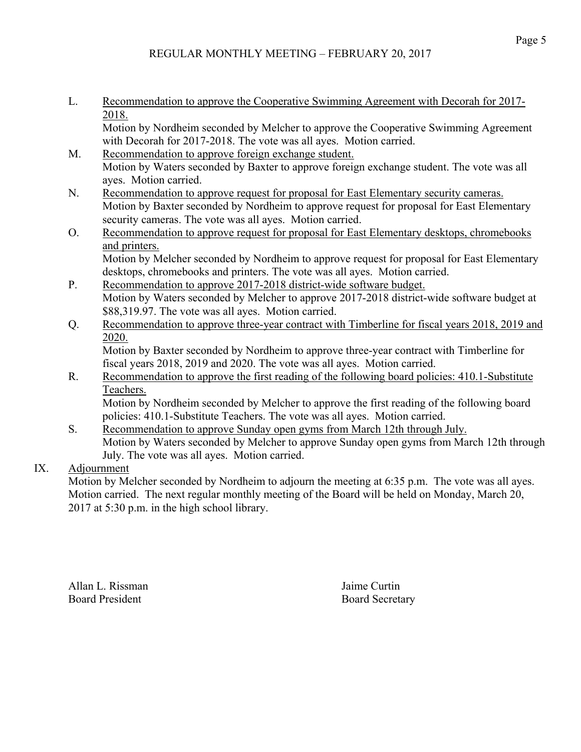L. <u>Recommendation to approve the Cooperative Swimming Agreement with Decorah for 2017-2018.</u>
   Motion by Nordheim seconded by Melcher to approve the Cooperative Swimming Agreement with Decorah for 2017-2018. The vote was all ayes. Motion carried.

M. <u>Recommendation to approve foreign exchange student.</u>
   Motion by Waters seconded by Baxter to approve foreign exchange student. The vote was all ayes. Motion carried.

N. <u>Recommendation to approve request for proposal for East Elementary security cameras.</u>
   Motion by Baxter seconded by Nordheim to approve request for proposal for East Elementary security cameras. The vote was all ayes. Motion carried.

O. <u>Recommendation to approve request for proposal for East Elementary desktops, chromebooks and printers.</u>
   Motion by Melcher seconded by Nordheim to approve request for proposal for East Elementary desktops, chromebooks and printers. The vote was all ayes. Motion carried.

P. <u>Recommendation to approve 2017-2018 district-wide software budget.</u>
   Motion by Waters seconded by Melcher to approve 2017-2018 district-wide software budget at $88,319.97. The vote was all ayes. Motion carried.

Q. <u>Recommendation to approve three-year contract with Timberline for fiscal years 2018, 2019 and 2020.</u>
   Motion by Baxter seconded by Nordheim to approve three-year contract with Timberline for fiscal years 2018, 2019 and 2020. The vote was all ayes. Motion carried.

R. <u>Recommendation to approve the first reading of the following board policies: 410.1-Substitute Teachers.</u>
   Motion by Nordheim seconded by Melcher to approve the first reading of the following board policies: 410.1-Substitute Teachers. The vote was all ayes. Motion carried.

S. <u>Recommendation to approve Sunday open gyms from March 12th through July.</u>
   Motion by Waters seconded by Melcher to approve Sunday open gyms from March 12th through July. The vote was all ayes. Motion carried.

IX. <u>Adjournment</u>

Motion by Melcher seconded by Nordheim to adjourn the meeting at 6:35 p.m. The vote was all ayes. Motion carried. The next regular monthly meeting of the Board will be held on Monday, March 20, 2017 at 5:30 p.m. in the high school library.

Allan L. Rissman
Board President

Jaime Curtin
Board Secretary